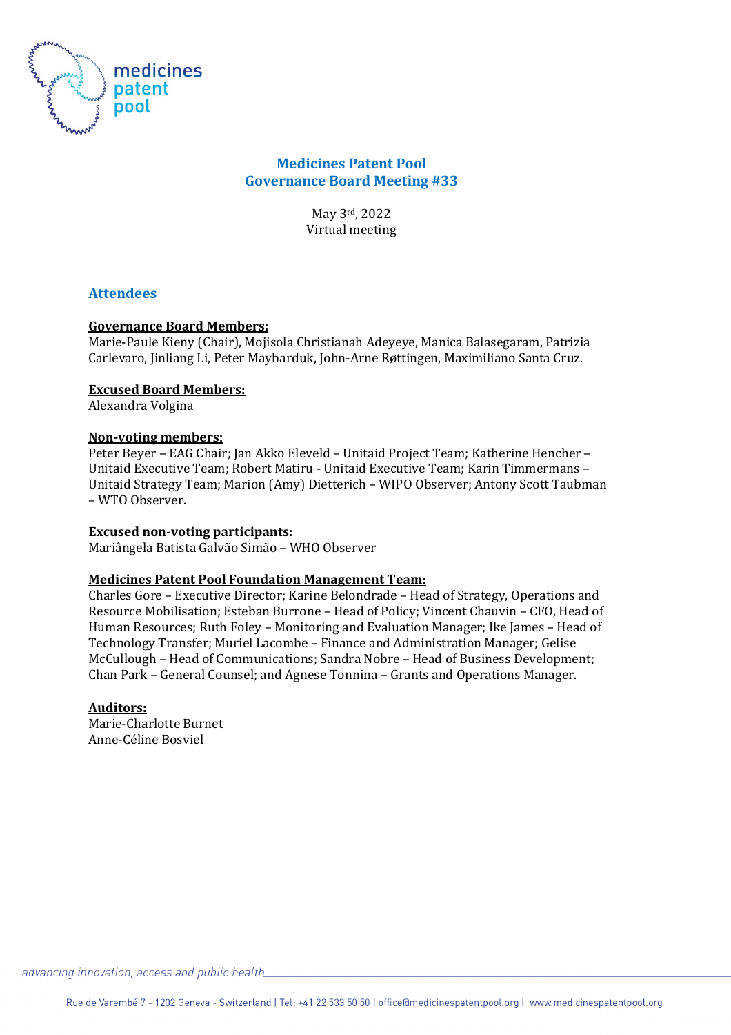# Medicines Patent Pool
# Governance Board Meeting #33

May 3rd, 2022
Virtual meeting

## Attendees

**Governance Board Members:**
Marie-Paule Kieny (Chair), Mojisola Christianah Adeyeye, Manica Balasegaram, Patrizia Carlevaro, Jinliang Li, Peter Maybarduk, John-Arne Røttingen, Maximiliano Santa Cruz.

**Excused Board Members:**
Alexandra Volgina

**Non-voting members:**
Peter Beyer – EAG Chair; Jan Akko Eleveld – Unitaid Project Team; Katherine Hencher – Unitaid Executive Team; Robert Matiru - Unitaid Executive Team; Karin Timmermans – Unitaid Strategy Team; Marion (Amy) Dietterich – WIPO Observer; Antony Scott Taubman – WTO Observer.

**Excused non-voting participants:**
Mariângela Batista Galvão Simão – WHO Observer

**Medicines Patent Pool Foundation Management Team:**
Charles Gore – Executive Director; Karine Belondrade – Head of Strategy, Operations and Resource Mobilisation; Esteban Burrone – Head of Policy; Vincent Chauvin – CFO, Head of Human Resources; Ruth Foley – Monitoring and Evaluation Manager; Ike James – Head of Technology Transfer; Muriel Lacombe – Finance and Administration Manager; Gelise McCullough – Head of Communications; Sandra Nobre – Head of Business Development; Chan Park – General Counsel; and Agnese Tonnina – Grants and Operations Manager.

**Auditors:**
Marie-Charlotte Burnet
Anne-Céline Bosviel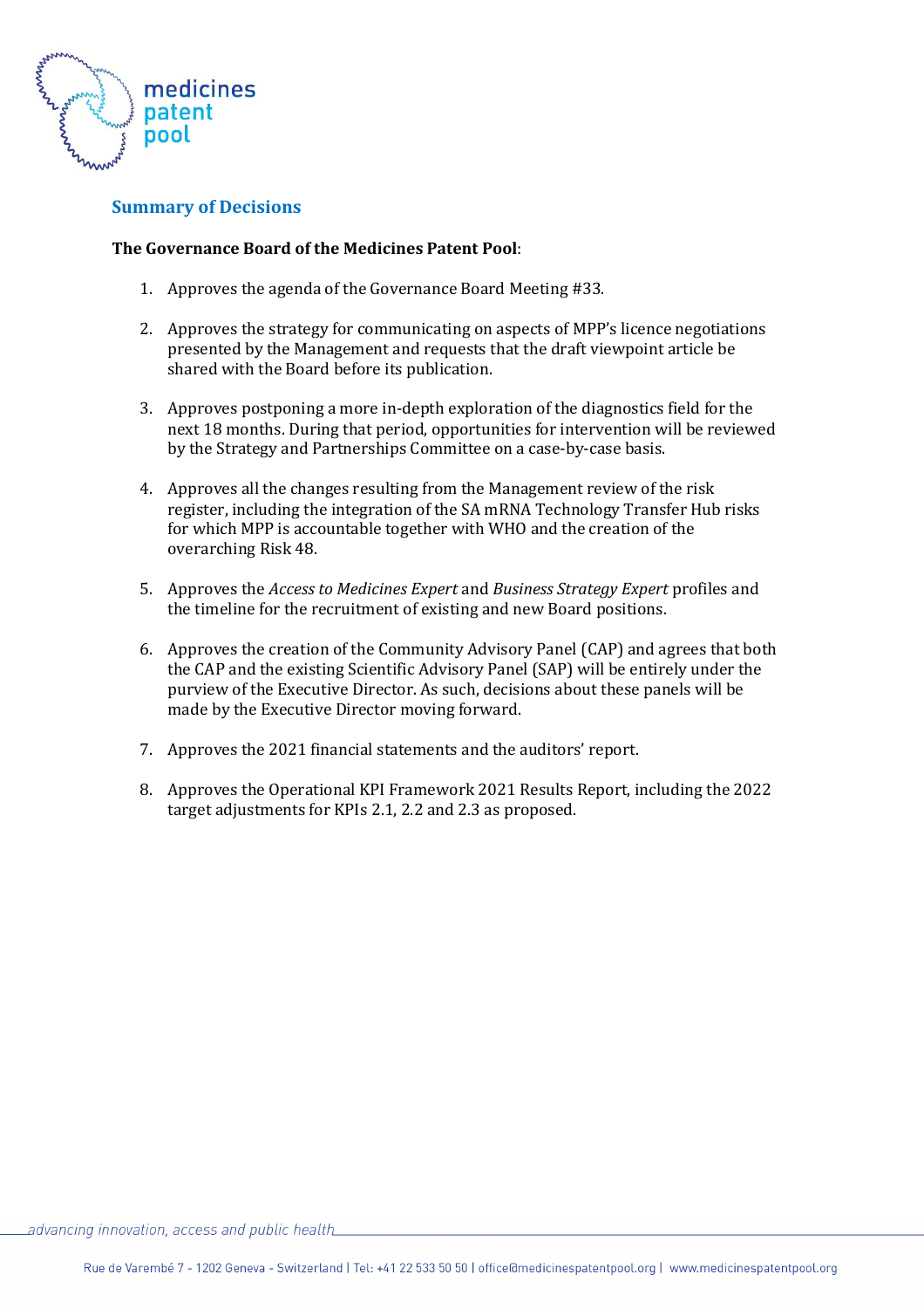## Summary of Decisions

**The Governance Board of the Medicines Patent Pool**:

1. Approves the agenda of the Governance Board Meeting #33.

2. Approves the strategy for communicating on aspects of MPP's licence negotiations presented by the Management and requests that the draft viewpoint article be shared with the Board before its publication.

3. Approves postponing a more in-depth exploration of the diagnostics field for the next 18 months. During that period, opportunities for intervention will be reviewed by the Strategy and Partnerships Committee on a case-by-case basis.

4. Approves all the changes resulting from the Management review of the risk register, including the integration of the SA mRNA Technology Transfer Hub risks for which MPP is accountable together with WHO and the creation of the overarching Risk 48.

5. Approves the *Access to Medicines Expert* and *Business Strategy Expert* profiles and the timeline for the recruitment of existing and new Board positions.

6. Approves the creation of the Community Advisory Panel (CAP) and agrees that both the CAP and the existing Scientific Advisory Panel (SAP) will be entirely under the purview of the Executive Director. As such, decisions about these panels will be made by the Executive Director moving forward.

7. Approves the 2021 financial statements and the auditors' report.

8. Approves the Operational KPI Framework 2021 Results Report, including the 2022 target adjustments for KPIs 2.1, 2.2 and 2.3 as proposed.